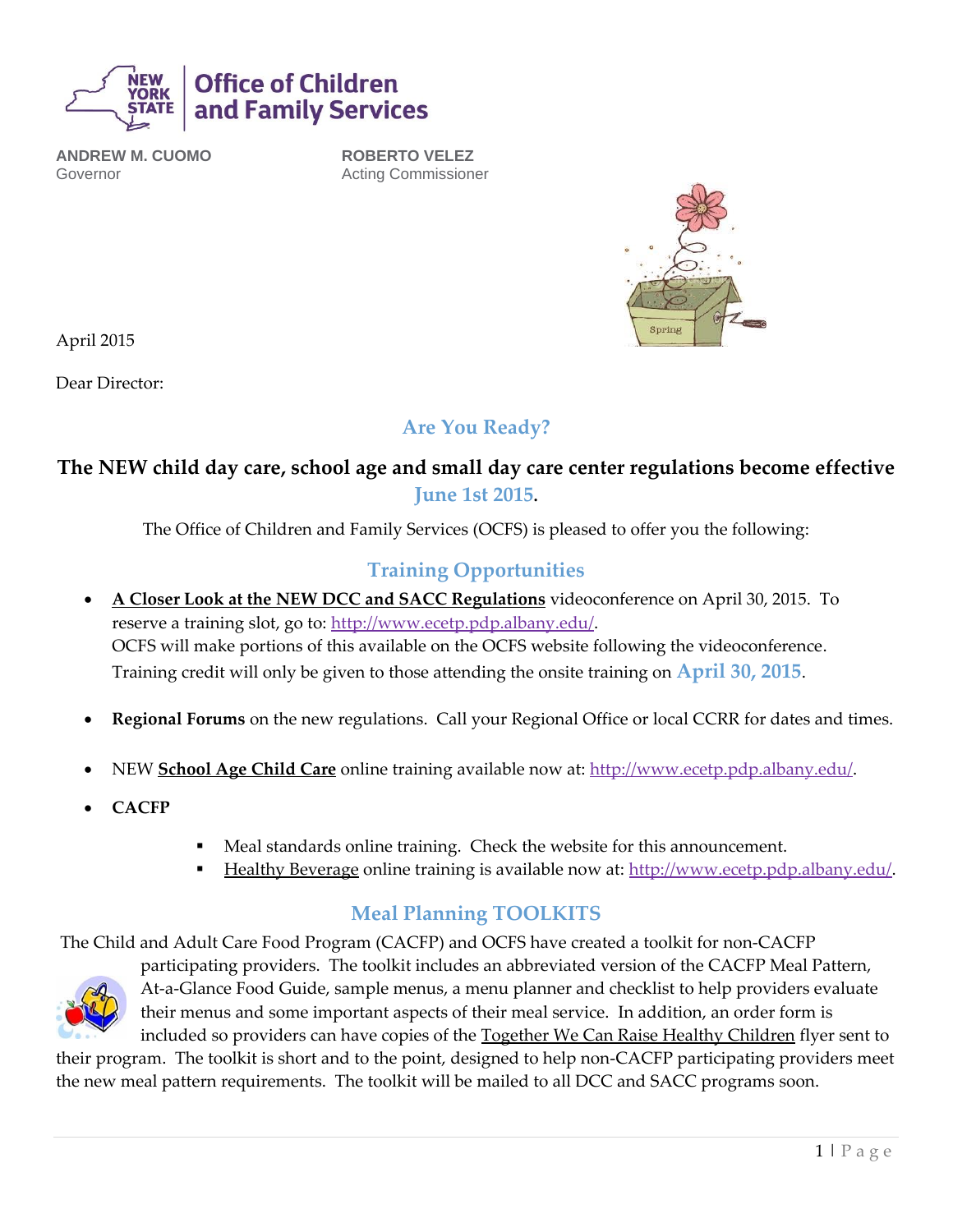**NEW YORK STATE** | **Office of Children and Family Services**

**ANDREW M. CUOMO**
Governor

**ROBERTO VELEZ**
Acting Commissioner

April 2015

Dear Director:

## Are You Ready?

### The NEW child day care, school age and small day care center regulations become effective June 1st 2015.

The Office of Children and Family Services (OCFS) is pleased to offer you the following:

## Training Opportunities

- **A Closer Look at the NEW DCC and SACC Regulations** videoconference on April 30, 2015. To reserve a training slot, go to: http://www.ecetp.pdp.albany.edu/.
  OCFS will make portions of this available on the OCFS website following the videoconference. Training credit will only be given to those attending the onsite training on **April 30, 2015**.

- **Regional Forums** on the new regulations. Call your Regional Office or local CCRR for dates and times.

- NEW **School Age Child Care** online training available now at: http://www.ecetp.pdp.albany.edu/.

- **CACFP**
  - Meal standards online training. Check the website for this announcement.
  - Healthy Beverage online training is available now at: http://www.ecetp.pdp.albany.edu/.

## Meal Planning TOOLKITS

The Child and Adult Care Food Program (CACFP) and OCFS have created a toolkit for non-CACFP participating providers. The toolkit includes an abbreviated version of the CACFP Meal Pattern, At-a-Glance Food Guide, sample menus, a menu planner and checklist to help providers evaluate their menus and some important aspects of their meal service. In addition, an order form is included so providers can have copies of the Together We Can Raise Healthy Children flyer sent to their program. The toolkit is short and to the point, designed to help non-CACFP participating providers meet the new meal pattern requirements. The toolkit will be mailed to all DCC and SACC programs soon.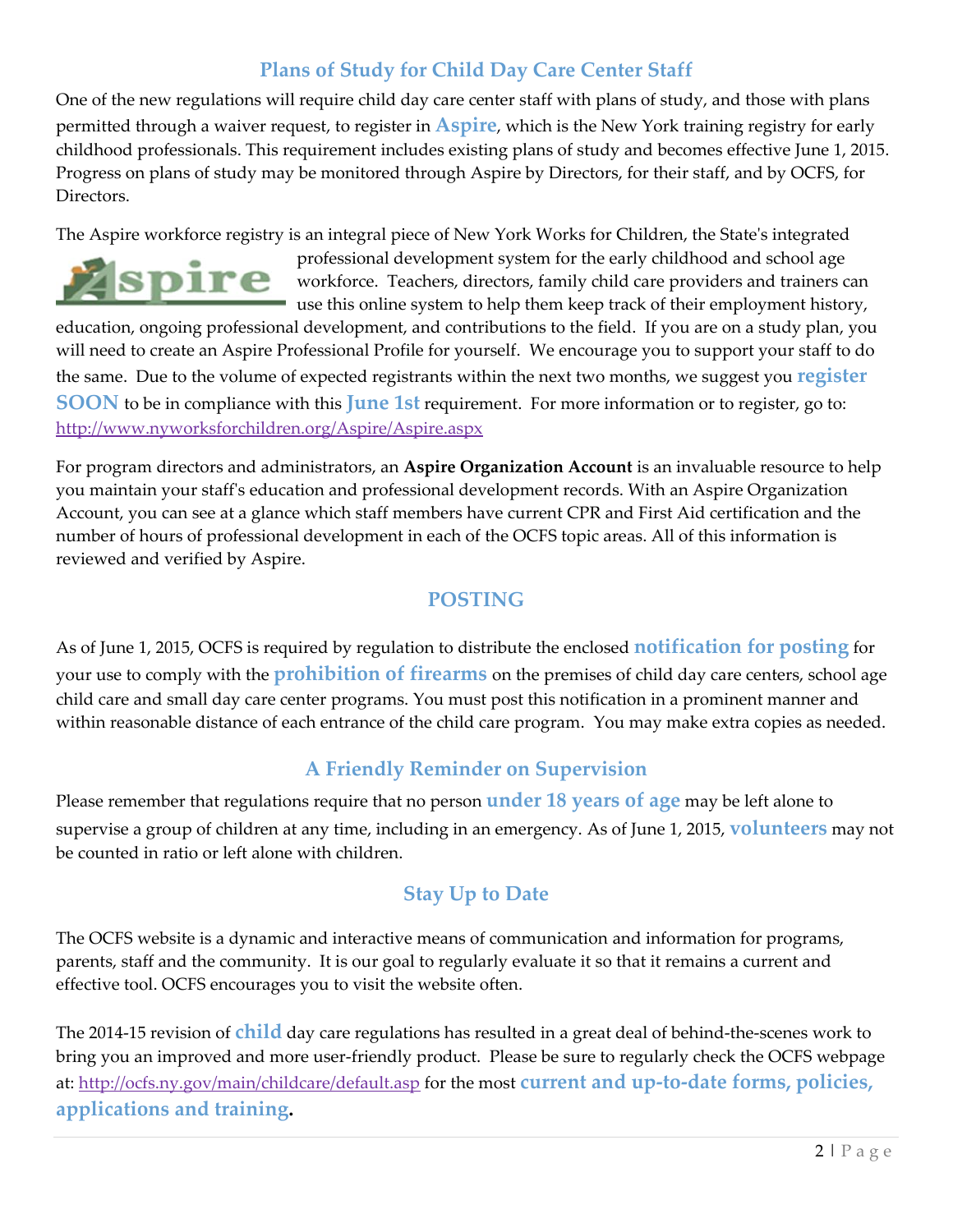## Plans of Study for Child Day Care Center Staff

One of the new regulations will require child day care center staff with plans of study, and those with plans permitted through a waiver request, to register in **Aspire**, which is the New York training registry for early childhood professionals. This requirement includes existing plans of study and becomes effective June 1, 2015. Progress on plans of study may be monitored through Aspire by Directors, for their staff, and by OCFS, for Directors.

The Aspire workforce registry is an integral piece of New York Works for Children, the State's integrated professional development system for the early childhood and school age workforce. Teachers, directors, family child care providers and trainers can use this online system to help them keep track of their employment history, education, ongoing professional development, and contributions to the field. If you are on a study plan, you will need to create an Aspire Professional Profile for yourself. We encourage you to support your staff to do the same. Due to the volume of expected registrants within the next two months, we suggest you **register SOON** to be in compliance with this **June 1st** requirement. For more information or to register, go to: http://www.nyworksforchildren.org/Aspire/Aspire.aspx

For program directors and administrators, an **Aspire Organization Account** is an invaluable resource to help you maintain your staff's education and professional development records. With an Aspire Organization Account, you can see at a glance which staff members have current CPR and First Aid certification and the number of hours of professional development in each of the OCFS topic areas. All of this information is reviewed and verified by Aspire.

## POSTING

As of June 1, 2015, OCFS is required by regulation to distribute the enclosed **notification for posting** for your use to comply with the **prohibition of firearms** on the premises of child day care centers, school age child care and small day care center programs. You must post this notification in a prominent manner and within reasonable distance of each entrance of the child care program. You may make extra copies as needed.

## A Friendly Reminder on Supervision

Please remember that regulations require that no person **under 18 years of age** may be left alone to supervise a group of children at any time, including in an emergency. As of June 1, 2015, **volunteers** may not be counted in ratio or left alone with children.

## Stay Up to Date

The OCFS website is a dynamic and interactive means of communication and information for programs, parents, staff and the community. It is our goal to regularly evaluate it so that it remains a current and effective tool. OCFS encourages you to visit the website often.

The 2014-15 revision of **child** day care regulations has resulted in a great deal of behind-the-scenes work to bring you an improved and more user-friendly product. Please be sure to regularly check the OCFS webpage at: http://ocfs.ny.gov/main/childcare/default.asp for the most **current and up-to-date forms, policies, applications and training.**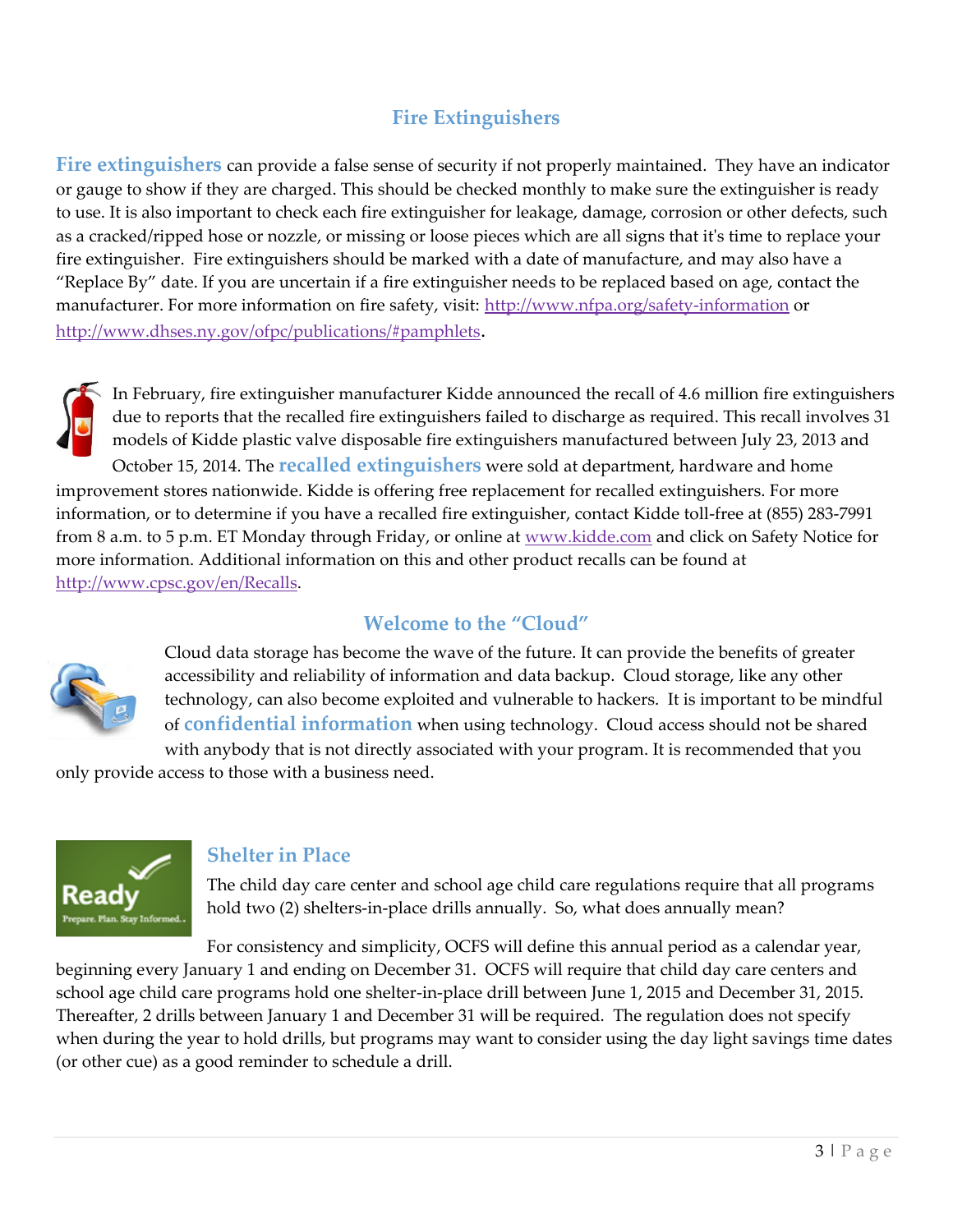## Fire Extinguishers

**Fire extinguishers** can provide a false sense of security if not properly maintained. They have an indicator or gauge to show if they are charged. This should be checked monthly to make sure the extinguisher is ready to use. It is also important to check each fire extinguisher for leakage, damage, corrosion or other defects, such as a cracked/ripped hose or nozzle, or missing or loose pieces which are all signs that it's time to replace your fire extinguisher. Fire extinguishers should be marked with a date of manufacture, and may also have a "Replace By" date. If you are uncertain if a fire extinguisher needs to be replaced based on age, contact the manufacturer. For more information on fire safety, visit: http://www.nfpa.org/safety-information or http://www.dhses.ny.gov/ofpc/publications/#pamphlets.

In February, fire extinguisher manufacturer Kidde announced the recall of 4.6 million fire extinguishers due to reports that the recalled fire extinguishers failed to discharge as required. This recall involves 31 models of Kidde plastic valve disposable fire extinguishers manufactured between July 23, 2013 and October 15, 2014. The **recalled extinguishers** were sold at department, hardware and home improvement stores nationwide. Kidde is offering free replacement for recalled extinguishers. For more information, or to determine if you have a recalled fire extinguisher, contact Kidde toll-free at (855) 283-7991 from 8 a.m. to 5 p.m. ET Monday through Friday, or online at www.kidde.com and click on Safety Notice for more information. Additional information on this and other product recalls can be found at http://www.cpsc.gov/en/Recalls.

## Welcome to the "Cloud"

Cloud data storage has become the wave of the future. It can provide the benefits of greater accessibility and reliability of information and data backup. Cloud storage, like any other technology, can also become exploited and vulnerable to hackers. It is important to be mindful of **confidential information** when using technology. Cloud access should not be shared with anybody that is not directly associated with your program. It is recommended that you only provide access to those with a business need.

## Shelter in Place

The child day care center and school age child care regulations require that all programs hold two (2) shelters-in-place drills annually. So, what does annually mean?

For consistency and simplicity, OCFS will define this annual period as a calendar year, beginning every January 1 and ending on December 31. OCFS will require that child day care centers and school age child care programs hold one shelter-in-place drill between June 1, 2015 and December 31, 2015. Thereafter, 2 drills between January 1 and December 31 will be required. The regulation does not specify when during the year to hold drills, but programs may want to consider using the day light savings time dates (or other cue) as a good reminder to schedule a drill.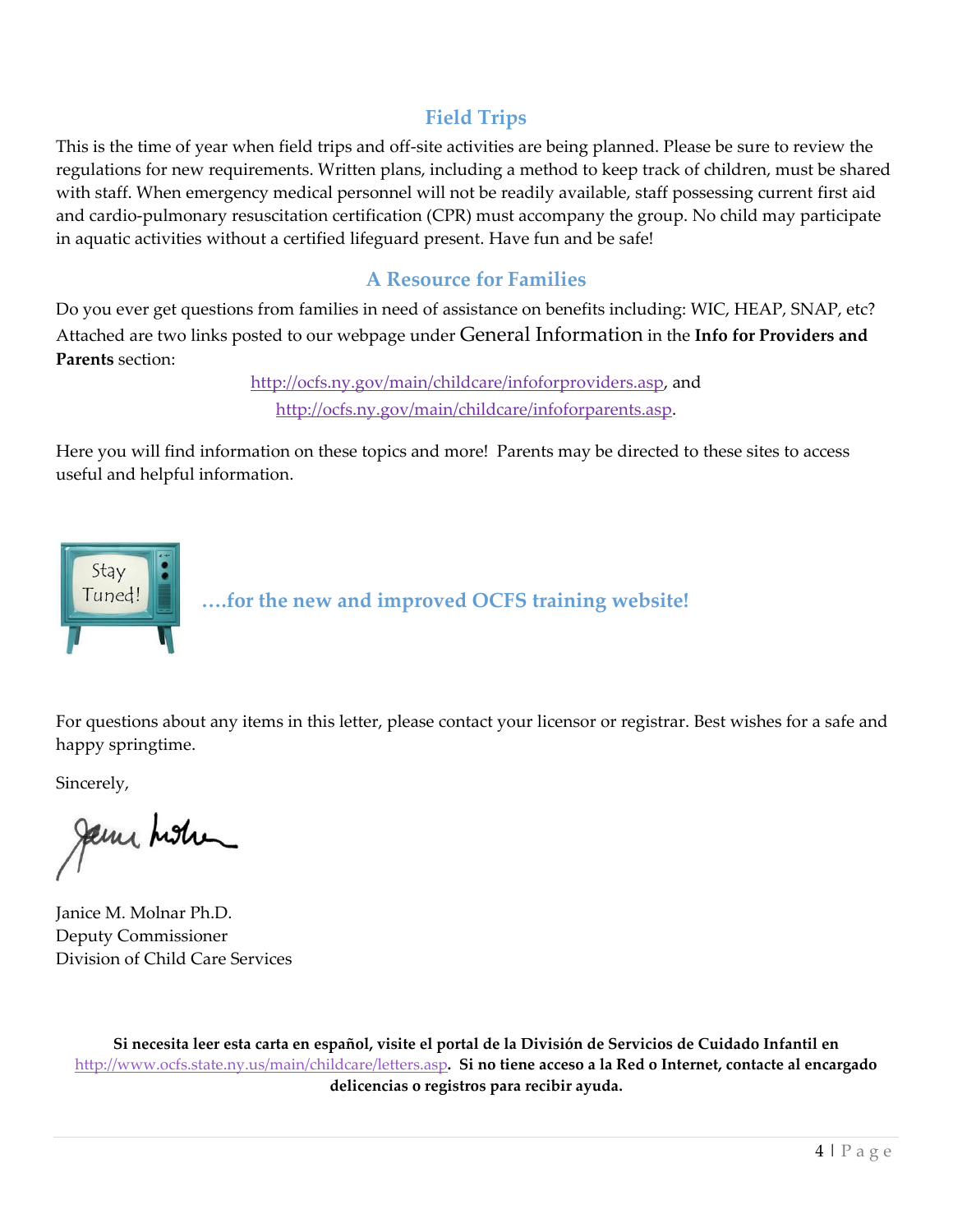## Field Trips

This is the time of year when field trips and off-site activities are being planned. Please be sure to review the regulations for new requirements. Written plans, including a method to keep track of children, must be shared with staff. When emergency medical personnel will not be readily available, staff possessing current first aid and cardio-pulmonary resuscitation certification (CPR) must accompany the group. No child may participate in aquatic activities without a certified lifeguard present. Have fun and be safe!

## A Resource for Families

Do you ever get questions from families in need of assistance on benefits including: WIC, HEAP, SNAP, etc? Attached are two links posted to our webpage under General Information in the **Info for Providers and Parents** section:

http://ocfs.ny.gov/main/childcare/infoforproviders.asp, and
http://ocfs.ny.gov/main/childcare/infoforparents.asp.

Here you will find information on these topics and more! Parents may be directed to these sites to access useful and helpful information.

Stay Tuned!

**….for the new and improved OCFS training website!**

For questions about any items in this letter, please contact your licensor or registrar. Best wishes for a safe and happy springtime.

Sincerely,

Janice M. Molnar Ph.D.
Deputy Commissioner
Division of Child Care Services

**Si necesita leer esta carta en español, visite el portal de la División de Servicios de Cuidado Infantil en** http://www.ocfs.state.ny.us/main/childcare/letters.asp**. Si no tiene acceso a la Red o Internet, contacte al encargado delicencias o registros para recibir ayuda.**